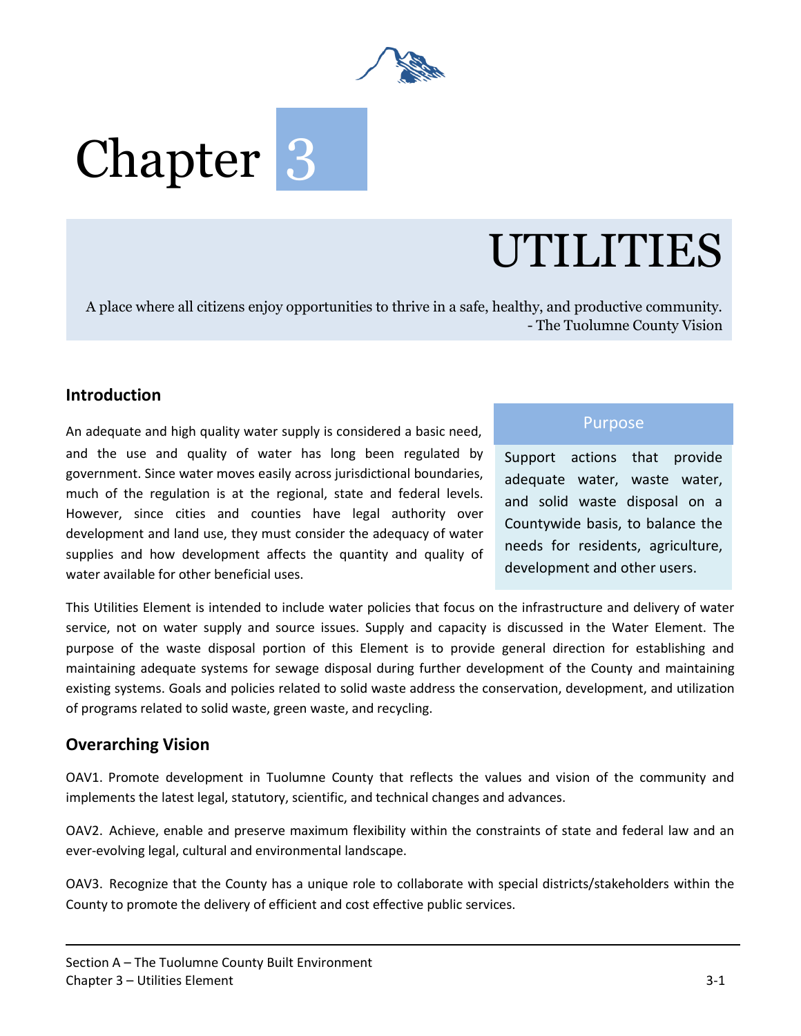# Chapter 3

# UTILITIES

A place where all citizens enjoy opportunities to thrive in a safe, healthy, and productive community.
- The Tuolumne County Vision

## Introduction

An adequate and high quality water supply is considered a basic need, and the use and quality of water has long been regulated by government. Since water moves easily across jurisdictional boundaries, much of the regulation is at the regional, state and federal levels. However, since cities and counties have legal authority over development and land use, they must consider the adequacy of water supplies and how development affects the quantity and quality of water available for other beneficial uses.

> **Purpose**
>
> Support actions that provide adequate water, waste water, and solid waste disposal on a Countywide basis, to balance the needs for residents, agriculture, development and other users.

This Utilities Element is intended to include water policies that focus on the infrastructure and delivery of water service, not on water supply and source issues. Supply and capacity is discussed in the Water Element. The purpose of the waste disposal portion of this Element is to provide general direction for establishing and maintaining adequate systems for sewage disposal during further development of the County and maintaining existing systems. Goals and policies related to solid waste address the conservation, development, and utilization of programs related to solid waste, green waste, and recycling.

## Overarching Vision

OAV1. Promote development in Tuolumne County that reflects the values and vision of the community and implements the latest legal, statutory, scientific, and technical changes and advances.

OAV2. Achieve, enable and preserve maximum flexibility within the constraints of state and federal law and an ever-evolving legal, cultural and environmental landscape.

OAV3. Recognize that the County has a unique role to collaborate with special districts/stakeholders within the County to promote the delivery of efficient and cost effective public services.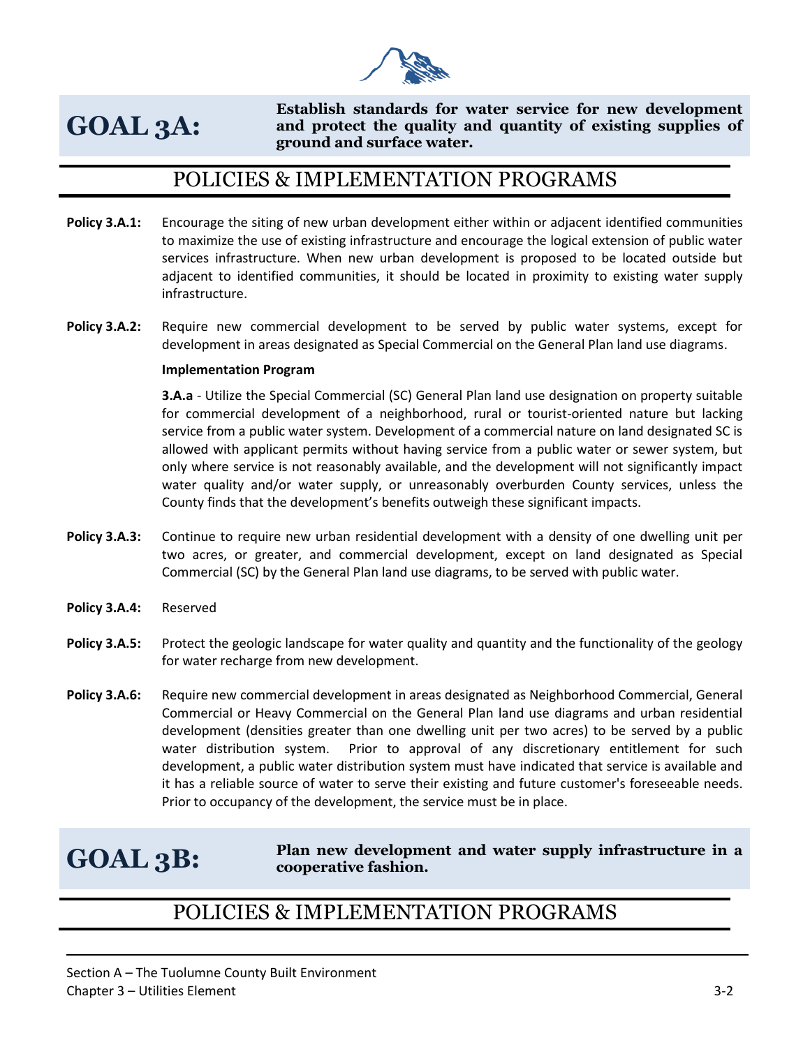## GOAL 3A: Establish standards for water service for new development and protect the quality and quantity of existing supplies of ground and surface water.

### POLICIES & IMPLEMENTATION PROGRAMS

**Policy 3.A.1:** Encourage the siting of new urban development either within or adjacent identified communities to maximize the use of existing infrastructure and encourage the logical extension of public water services infrastructure. When new urban development is proposed to be located outside but adjacent to identified communities, it should be located in proximity to existing water supply infrastructure.

**Policy 3.A.2:** Require new commercial development to be served by public water systems, except for development in areas designated as Special Commercial on the General Plan land use diagrams.

**Implementation Program**

**3.A.a** - Utilize the Special Commercial (SC) General Plan land use designation on property suitable for commercial development of a neighborhood, rural or tourist-oriented nature but lacking service from a public water system. Development of a commercial nature on land designated SC is allowed with applicant permits without having service from a public water or sewer system, but only where service is not reasonably available, and the development will not significantly impact water quality and/or water supply, or unreasonably overburden County services, unless the County finds that the development's benefits outweigh these significant impacts.

**Policy 3.A.3:** Continue to require new urban residential development with a density of one dwelling unit per two acres, or greater, and commercial development, except on land designated as Special Commercial (SC) by the General Plan land use diagrams, to be served with public water.

**Policy 3.A.4:** Reserved

**Policy 3.A.5:** Protect the geologic landscape for water quality and quantity and the functionality of the geology for water recharge from new development.

**Policy 3.A.6:** Require new commercial development in areas designated as Neighborhood Commercial, General Commercial or Heavy Commercial on the General Plan land use diagrams and urban residential development (densities greater than one dwelling unit per two acres) to be served by a public water distribution system. Prior to approval of any discretionary entitlement for such development, a public water distribution system must have indicated that service is available and it has a reliable source of water to serve their existing and future customer's foreseeable needs. Prior to occupancy of the development, the service must be in place.

## GOAL 3B: Plan new development and water supply infrastructure in a cooperative fashion.

### POLICIES & IMPLEMENTATION PROGRAMS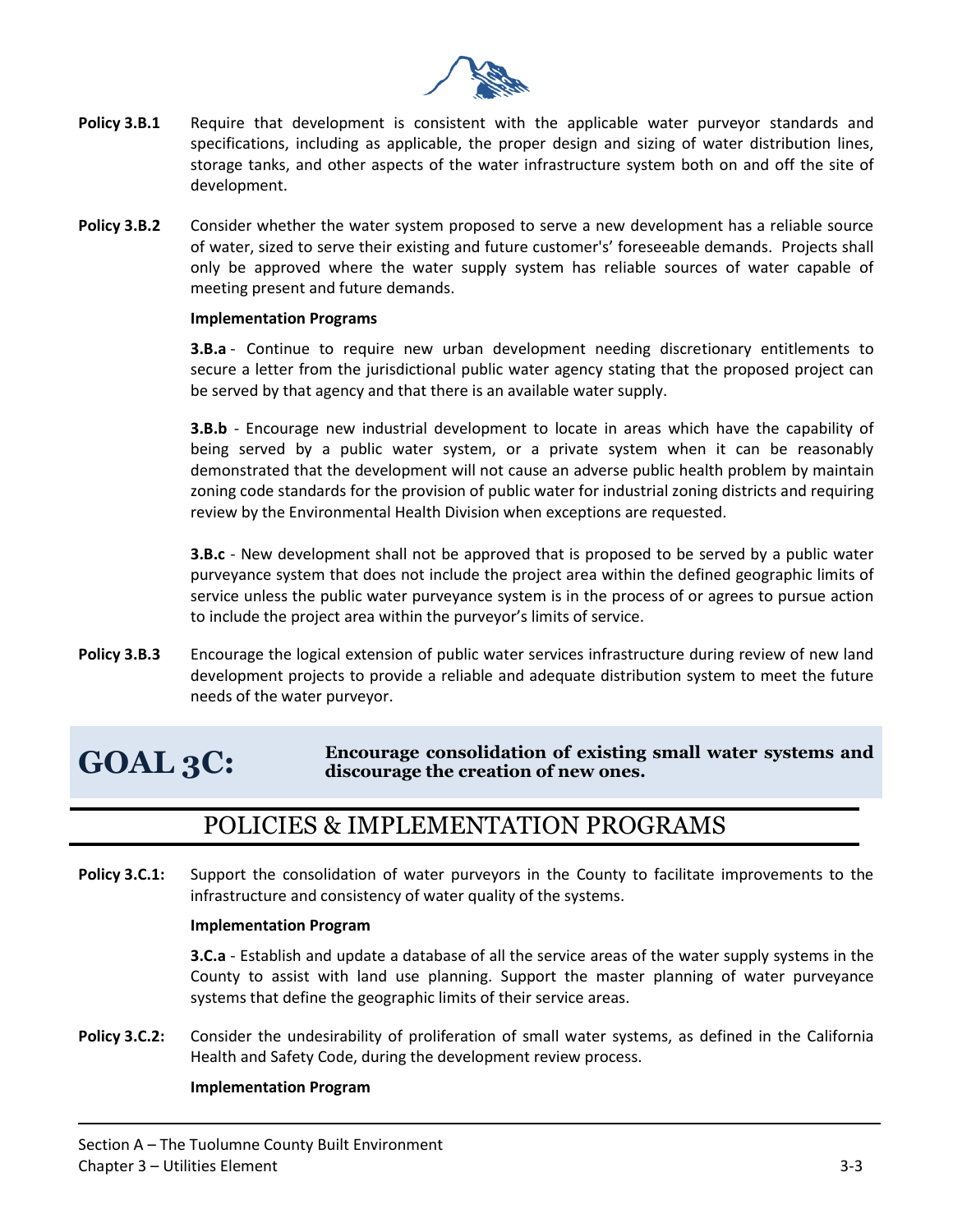**Policy 3.B.1** Require that development is consistent with the applicable water purveyor standards and specifications, including as applicable, the proper design and sizing of water distribution lines, storage tanks, and other aspects of the water infrastructure system both on and off the site of development.

**Policy 3.B.2** Consider whether the water system proposed to serve a new development has a reliable source of water, sized to serve their existing and future customer's' foreseeable demands. Projects shall only be approved where the water supply system has reliable sources of water capable of meeting present and future demands.

**Implementation Programs**

**3.B.a** - Continue to require new urban development needing discretionary entitlements to secure a letter from the jurisdictional public water agency stating that the proposed project can be served by that agency and that there is an available water supply.

**3.B.b** - Encourage new industrial development to locate in areas which have the capability of being served by a public water system, or a private system when it can be reasonably demonstrated that the development will not cause an adverse public health problem by maintain zoning code standards for the provision of public water for industrial zoning districts and requiring review by the Environmental Health Division when exceptions are requested.

**3.B.c** - New development shall not be approved that is proposed to be served by a public water purveyance system that does not include the project area within the defined geographic limits of service unless the public water purveyance system is in the process of or agrees to pursue action to include the project area within the purveyor's limits of service.

**Policy 3.B.3** Encourage the logical extension of public water services infrastructure during review of new land development projects to provide a reliable and adequate distribution system to meet the future needs of the water purveyor.

## GOAL 3C: Encourage consolidation of existing small water systems and discourage the creation of new ones.

## POLICIES & IMPLEMENTATION PROGRAMS

**Policy 3.C.1:** Support the consolidation of water purveyors in the County to facilitate improvements to the infrastructure and consistency of water quality of the systems.

**Implementation Program**

**3.C.a** - Establish and update a database of all the service areas of the water supply systems in the County to assist with land use planning. Support the master planning of water purveyance systems that define the geographic limits of their service areas.

**Policy 3.C.2:** Consider the undesirability of proliferation of small water systems, as defined in the California Health and Safety Code, during the development review process.

**Implementation Program**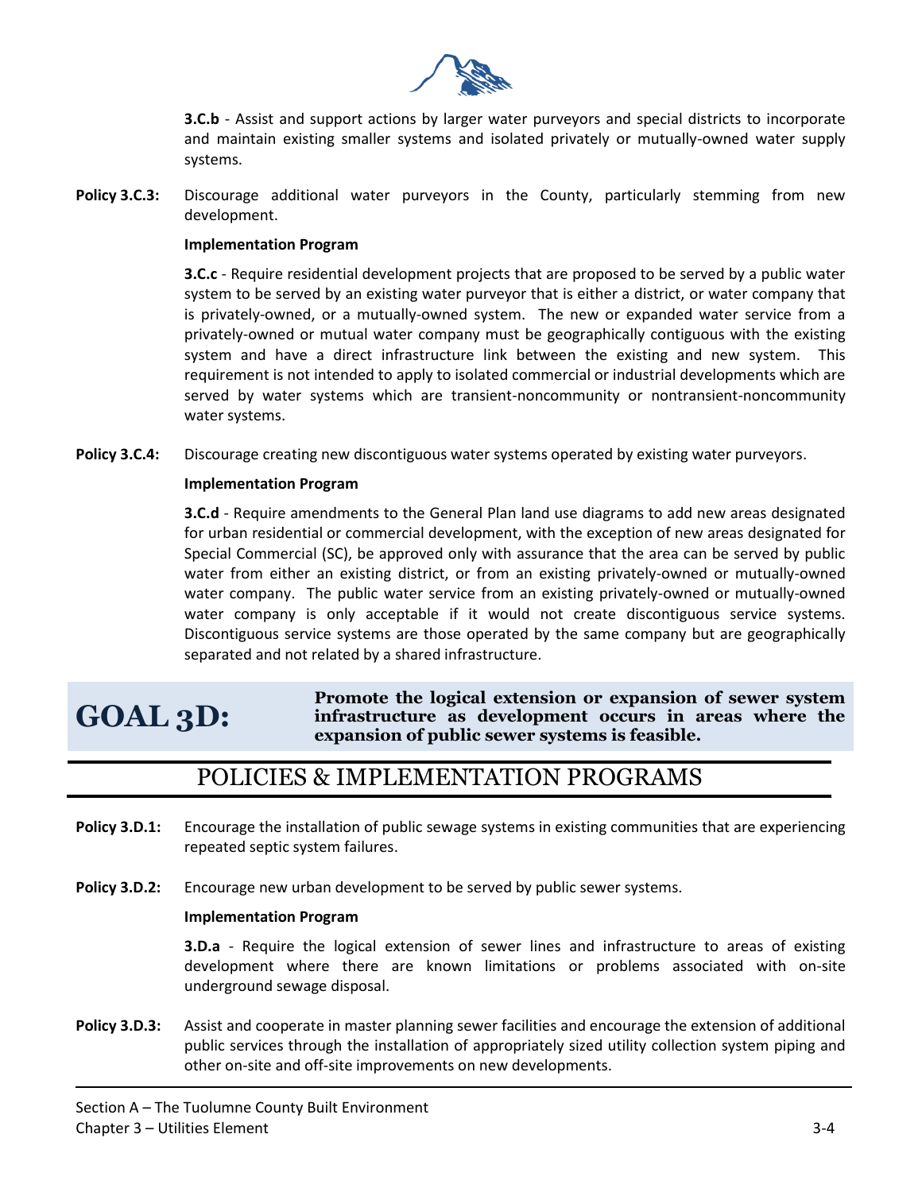**3.C.b** - Assist and support actions by larger water purveyors and special districts to incorporate and maintain existing smaller systems and isolated privately or mutually-owned water supply systems.

**Policy 3.C.3:** Discourage additional water purveyors in the County, particularly stemming from new development.

**Implementation Program**

**3.C.c** - Require residential development projects that are proposed to be served by a public water system to be served by an existing water purveyor that is either a district, or water company that is privately-owned, or a mutually-owned system. The new or expanded water service from a privately-owned or mutual water company must be geographically contiguous with the existing system and have a direct infrastructure link between the existing and new system. This requirement is not intended to apply to isolated commercial or industrial developments which are served by water systems which are transient-noncommunity or nontransient-noncommunity water systems.

**Policy 3.C.4:** Discourage creating new discontiguous water systems operated by existing water purveyors.

**Implementation Program**

**3.C.d** - Require amendments to the General Plan land use diagrams to add new areas designated for urban residential or commercial development, with the exception of new areas designated for Special Commercial (SC), be approved only with assurance that the area can be served by public water from either an existing district, or from an existing privately-owned or mutually-owned water company. The public water service from an existing privately-owned or mutually-owned water company is only acceptable if it would not create discontiguous service systems. Discontiguous service systems are those operated by the same company but are geographically separated and not related by a shared infrastructure.

## GOAL 3D: Promote the logical extension or expansion of sewer system infrastructure as development occurs in areas where the expansion of public sewer systems is feasible.

## POLICIES & IMPLEMENTATION PROGRAMS

**Policy 3.D.1:** Encourage the installation of public sewage systems in existing communities that are experiencing repeated septic system failures.

**Policy 3.D.2:** Encourage new urban development to be served by public sewer systems.

**Implementation Program**

**3.D.a** - Require the logical extension of sewer lines and infrastructure to areas of existing development where there are known limitations or problems associated with on-site underground sewage disposal.

**Policy 3.D.3:** Assist and cooperate in master planning sewer facilities and encourage the extension of additional public services through the installation of appropriately sized utility collection system piping and other on-site and off-site improvements on new developments.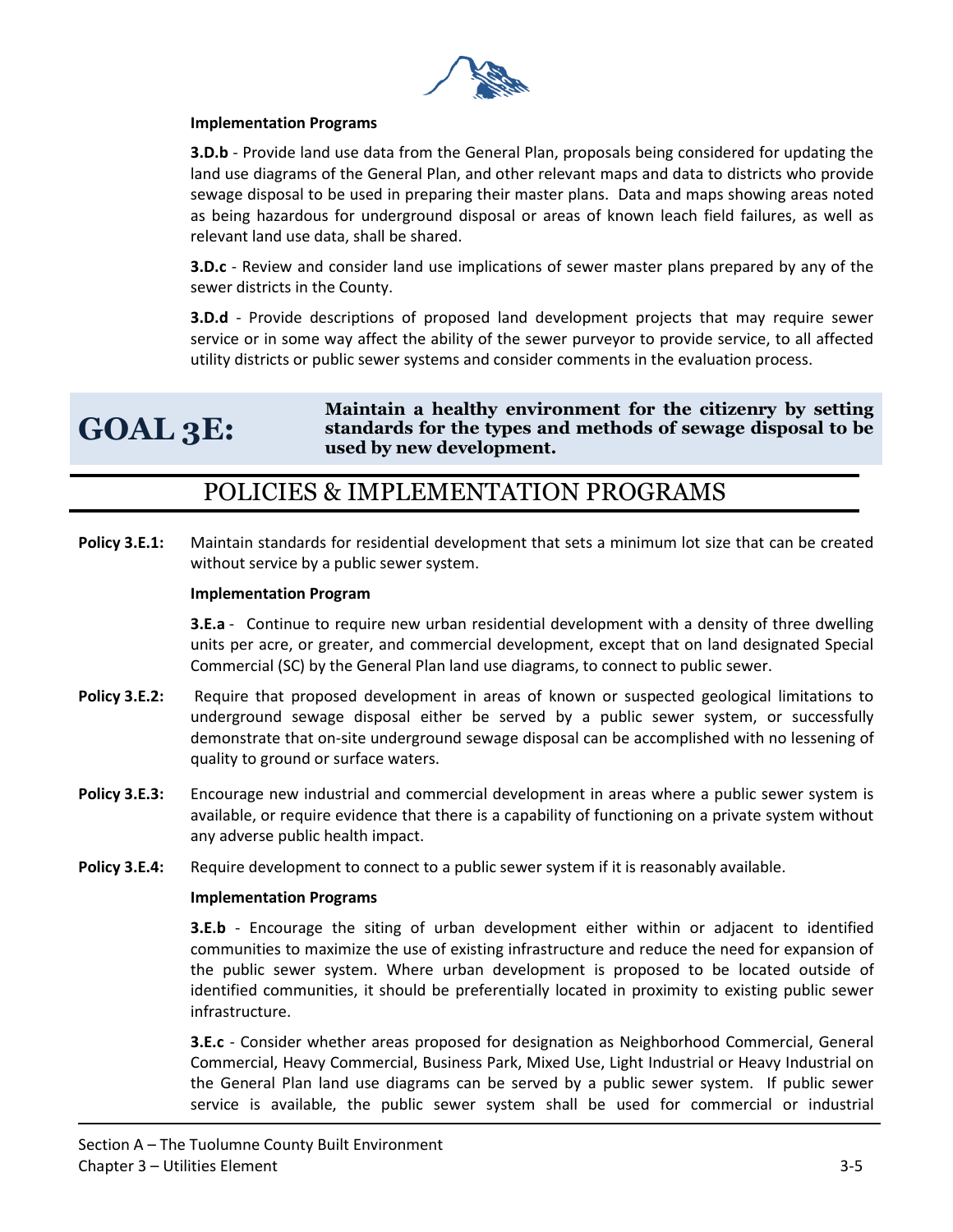**Implementation Programs**

**3.D.b** - Provide land use data from the General Plan, proposals being considered for updating the land use diagrams of the General Plan, and other relevant maps and data to districts who provide sewage disposal to be used in preparing their master plans. Data and maps showing areas noted as being hazardous for underground disposal or areas of known leach field failures, as well as relevant land use data, shall be shared.

**3.D.c** - Review and consider land use implications of sewer master plans prepared by any of the sewer districts in the County.

**3.D.d** - Provide descriptions of proposed land development projects that may require sewer service or in some way affect the ability of the sewer purveyor to provide service, to all affected utility districts or public sewer systems and consider comments in the evaluation process.

# GOAL 3E:

**Maintain a healthy environment for the citizenry by setting standards for the types and methods of sewage disposal to be used by new development.**

## POLICIES & IMPLEMENTATION PROGRAMS

**Policy 3.E.1:** Maintain standards for residential development that sets a minimum lot size that can be created without service by a public sewer system.

**Implementation Program**

**3.E.a** - Continue to require new urban residential development with a density of three dwelling units per acre, or greater, and commercial development, except that on land designated Special Commercial (SC) by the General Plan land use diagrams, to connect to public sewer.

**Policy 3.E.2:** Require that proposed development in areas of known or suspected geological limitations to underground sewage disposal either be served by a public sewer system, or successfully demonstrate that on-site underground sewage disposal can be accomplished with no lessening of quality to ground or surface waters.

**Policy 3.E.3:** Encourage new industrial and commercial development in areas where a public sewer system is available, or require evidence that there is a capability of functioning on a private system without any adverse public health impact.

**Policy 3.E.4:** Require development to connect to a public sewer system if it is reasonably available.

**Implementation Programs**

**3.E.b** - Encourage the siting of urban development either within or adjacent to identified communities to maximize the use of existing infrastructure and reduce the need for expansion of the public sewer system. Where urban development is proposed to be located outside of identified communities, it should be preferentially located in proximity to existing public sewer infrastructure.

**3.E.c** - Consider whether areas proposed for designation as Neighborhood Commercial, General Commercial, Heavy Commercial, Business Park, Mixed Use, Light Industrial or Heavy Industrial on the General Plan land use diagrams can be served by a public sewer system. If public sewer service is available, the public sewer system shall be used for commercial or industrial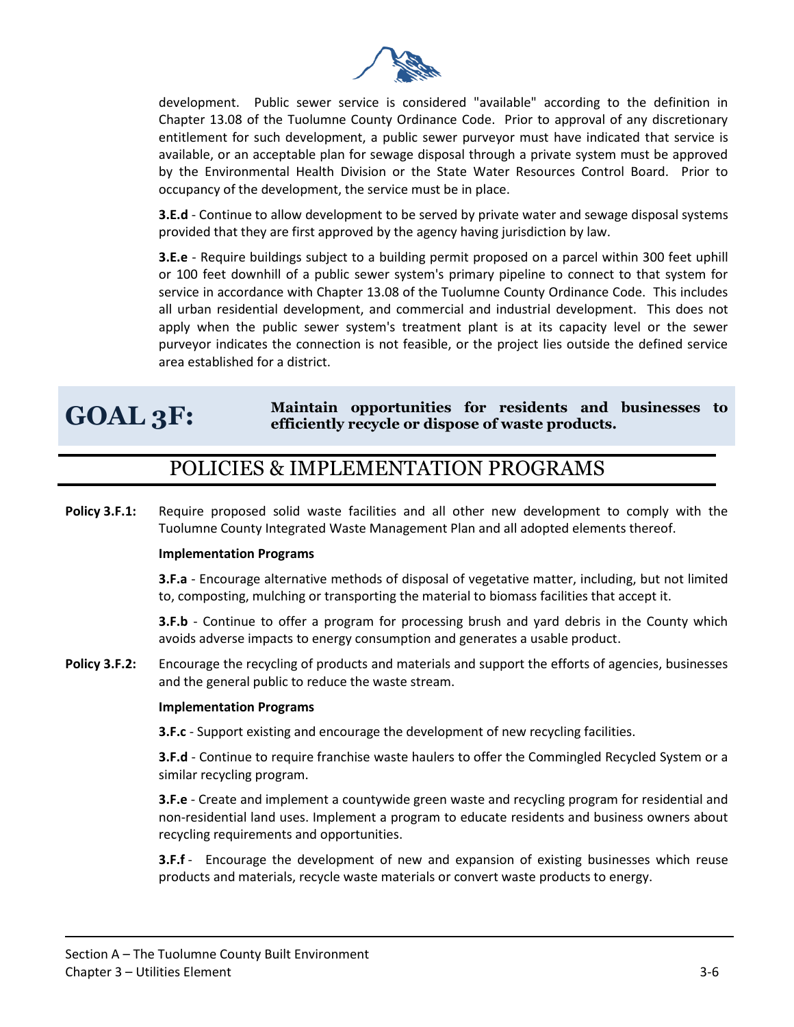development. Public sewer service is considered "available" according to the definition in Chapter 13.08 of the Tuolumne County Ordinance Code. Prior to approval of any discretionary entitlement for such development, a public sewer purveyor must have indicated that service is available, or an acceptable plan for sewage disposal through a private system must be approved by the Environmental Health Division or the State Water Resources Control Board. Prior to occupancy of the development, the service must be in place.

**3.E.d** - Continue to allow development to be served by private water and sewage disposal systems provided that they are first approved by the agency having jurisdiction by law.

**3.E.e** - Require buildings subject to a building permit proposed on a parcel within 300 feet uphill or 100 feet downhill of a public sewer system's primary pipeline to connect to that system for service in accordance with Chapter 13.08 of the Tuolumne County Ordinance Code. This includes all urban residential development, and commercial and industrial development. This does not apply when the public sewer system's treatment plant is at its capacity level or the sewer purveyor indicates the connection is not feasible, or the project lies outside the defined service area established for a district.

## GOAL 3F: Maintain opportunities for residents and businesses to efficiently recycle or dispose of waste products.

## POLICIES & IMPLEMENTATION PROGRAMS

**Policy 3.F.1:** Require proposed solid waste facilities and all other new development to comply with the Tuolumne County Integrated Waste Management Plan and all adopted elements thereof.

**Implementation Programs**

**3.F.a** - Encourage alternative methods of disposal of vegetative matter, including, but not limited to, composting, mulching or transporting the material to biomass facilities that accept it.

**3.F.b** - Continue to offer a program for processing brush and yard debris in the County which avoids adverse impacts to energy consumption and generates a usable product.

**Policy 3.F.2:** Encourage the recycling of products and materials and support the efforts of agencies, businesses and the general public to reduce the waste stream.

**Implementation Programs**

**3.F.c** - Support existing and encourage the development of new recycling facilities.

**3.F.d** - Continue to require franchise waste haulers to offer the Commingled Recycled System or a similar recycling program.

**3.F.e** - Create and implement a countywide green waste and recycling program for residential and non-residential land uses. Implement a program to educate residents and business owners about recycling requirements and opportunities.

**3.F.f** - Encourage the development of new and expansion of existing businesses which reuse products and materials, recycle waste materials or convert waste products to energy.